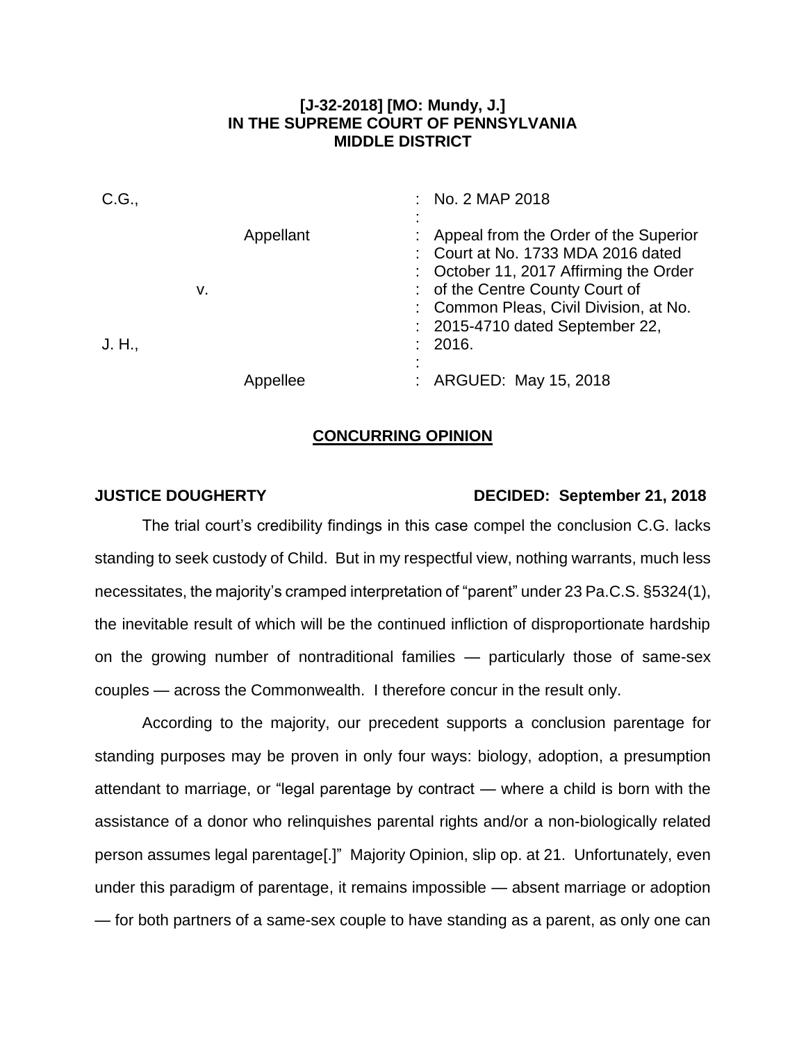**[J-32-2018] [MO: Mundy, J.]**
**IN THE SUPREME COURT OF PENNSYLVANIA**
**MIDDLE DISTRICT**

| | |
|---|---|
| C.G., | : No. 2 MAP 2018 |
| Appellant | : Appeal from the Order of the Superior Court at No. 1733 MDA 2016 dated October 11, 2017 Affirming the Order of the Centre County Court of Common Pleas, Civil Division, at No. 2015-4710 dated September 22, 2016. |
| v. | |
| J. H., | |
| Appellee | : ARGUED: May 15, 2018 |

## CONCURRING OPINION

**JUSTICE DOUGHERTY** **DECIDED: September 21, 2018**

The trial court's credibility findings in this case compel the conclusion C.G. lacks standing to seek custody of Child. But in my respectful view, nothing warrants, much less necessitates, the majority's cramped interpretation of "parent" under 23 Pa.C.S. §5324(1), the inevitable result of which will be the continued infliction of disproportionate hardship on the growing number of nontraditional families — particularly those of same-sex couples — across the Commonwealth. I therefore concur in the result only.

According to the majority, our precedent supports a conclusion parentage for standing purposes may be proven in only four ways: biology, adoption, a presumption attendant to marriage, or "legal parentage by contract — where a child is born with the assistance of a donor who relinquishes parental rights and/or a non-biologically related person assumes legal parentage[.]" Majority Opinion, slip op. at 21. Unfortunately, even under this paradigm of parentage, it remains impossible — absent marriage or adoption — for both partners of a same-sex couple to have standing as a parent, as only one can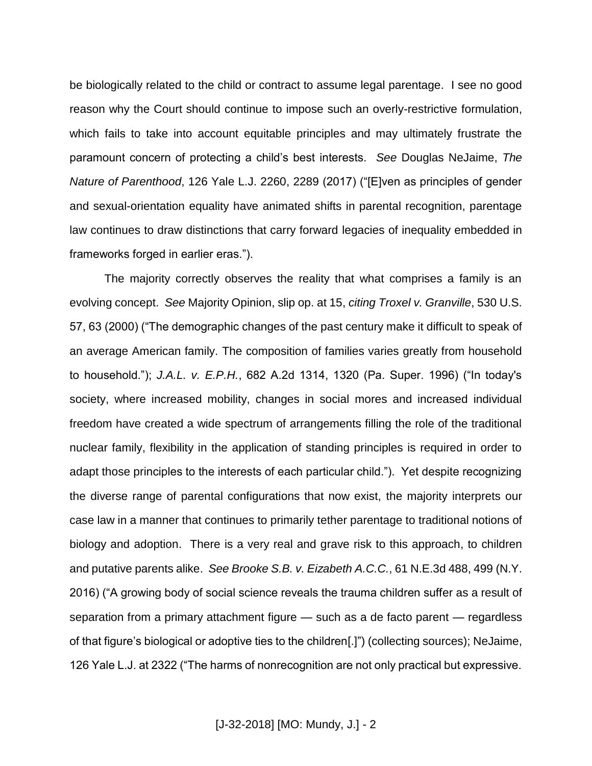be biologically related to the child or contract to assume legal parentage. I see no good reason why the Court should continue to impose such an overly-restrictive formulation, which fails to take into account equitable principles and may ultimately frustrate the paramount concern of protecting a child's best interests. *See* Douglas NeJaime, *The Nature of Parenthood*, 126 Yale L.J. 2260, 2289 (2017) ("[E]ven as principles of gender and sexual-orientation equality have animated shifts in parental recognition, parentage law continues to draw distinctions that carry forward legacies of inequality embedded in frameworks forged in earlier eras.").

The majority correctly observes the reality that what comprises a family is an evolving concept. *See* Majority Opinion, slip op. at 15, *citing Troxel v. Granville*, 530 U.S. 57, 63 (2000) ("The demographic changes of the past century make it difficult to speak of an average American family. The composition of families varies greatly from household to household."); *J.A.L. v. E.P.H.*, 682 A.2d 1314, 1320 (Pa. Super. 1996) ("In today's society, where increased mobility, changes in social mores and increased individual freedom have created a wide spectrum of arrangements filling the role of the traditional nuclear family, flexibility in the application of standing principles is required in order to adapt those principles to the interests of each particular child."). Yet despite recognizing the diverse range of parental configurations that now exist, the majority interprets our case law in a manner that continues to primarily tether parentage to traditional notions of biology and adoption. There is a very real and grave risk to this approach, to children and putative parents alike. *See Brooke S.B. v. Eizabeth A.C.C.*, 61 N.E.3d 488, 499 (N.Y. 2016) ("A growing body of social science reveals the trauma children suffer as a result of separation from a primary attachment figure — such as a de facto parent — regardless of that figure's biological or adoptive ties to the children[.]") (collecting sources); NeJaime, 126 Yale L.J. at 2322 ("The harms of nonrecognition are not only practical but expressive.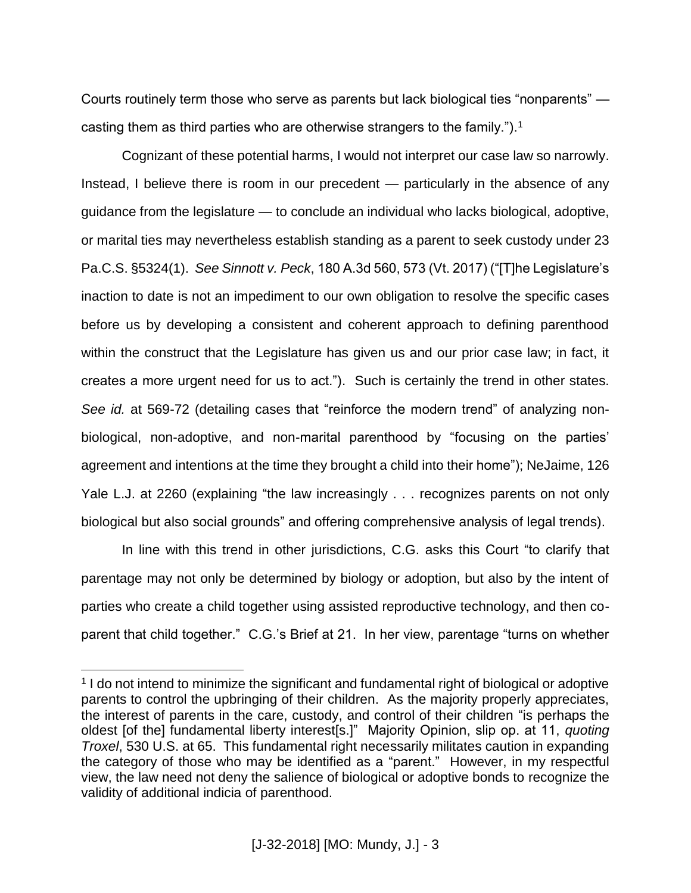Courts routinely term those who serve as parents but lack biological ties "nonparents" — casting them as third parties who are otherwise strangers to the family.").[1]

Cognizant of these potential harms, I would not interpret our case law so narrowly. Instead, I believe there is room in our precedent — particularly in the absence of any guidance from the legislature — to conclude an individual who lacks biological, adoptive, or marital ties may nevertheless establish standing as a parent to seek custody under 23 Pa.C.S. §5324(1). *See Sinnott v. Peck*, 180 A.3d 560, 573 (Vt. 2017) ("[T]he Legislature's inaction to date is not an impediment to our own obligation to resolve the specific cases before us by developing a consistent and coherent approach to defining parenthood within the construct that the Legislature has given us and our prior case law; in fact, it creates a more urgent need for us to act."). Such is certainly the trend in other states. *See id.* at 569-72 (detailing cases that "reinforce the modern trend" of analyzing non-biological, non-adoptive, and non-marital parenthood by "focusing on the parties' agreement and intentions at the time they brought a child into their home"); NeJaime, 126 Yale L.J. at 2260 (explaining "the law increasingly . . . recognizes parents on not only biological but also social grounds" and offering comprehensive analysis of legal trends).

In line with this trend in other jurisdictions, C.G. asks this Court "to clarify that parentage may not only be determined by biology or adoption, but also by the intent of parties who create a child together using assisted reproductive technology, and then co-parent that child together." C.G.'s Brief at 21. In her view, parentage "turns on whether

---

[1] I do not intend to minimize the significant and fundamental right of biological or adoptive parents to control the upbringing of their children. As the majority properly appreciates, the interest of parents in the care, custody, and control of their children "is perhaps the oldest [of the] fundamental liberty interest[s.]" Majority Opinion, slip op. at 11, *quoting Troxel*, 530 U.S. at 65. This fundamental right necessarily militates caution in expanding the category of those who may be identified as a "parent." However, in my respectful view, the law need not deny the salience of biological or adoptive bonds to recognize the validity of additional indicia of parenthood.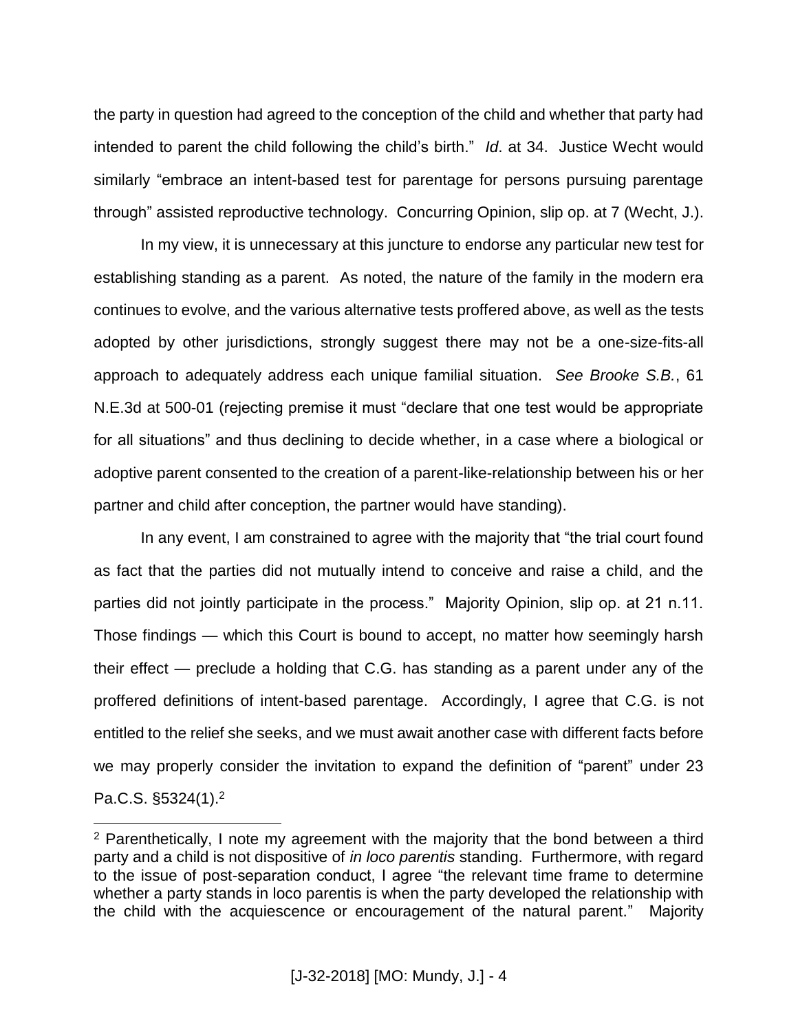the party in question had agreed to the conception of the child and whether that party had intended to parent the child following the child's birth." *Id*. at 34. Justice Wecht would similarly "embrace an intent-based test for parentage for persons pursuing parentage through" assisted reproductive technology. Concurring Opinion, slip op. at 7 (Wecht, J.).

In my view, it is unnecessary at this juncture to endorse any particular new test for establishing standing as a parent. As noted, the nature of the family in the modern era continues to evolve, and the various alternative tests proffered above, as well as the tests adopted by other jurisdictions, strongly suggest there may not be a one-size-fits-all approach to adequately address each unique familial situation. *See Brooke S.B.*, 61 N.E.3d at 500-01 (rejecting premise it must "declare that one test would be appropriate for all situations" and thus declining to decide whether, in a case where a biological or adoptive parent consented to the creation of a parent-like-relationship between his or her partner and child after conception, the partner would have standing).

In any event, I am constrained to agree with the majority that "the trial court found as fact that the parties did not mutually intend to conceive and raise a child, and the parties did not jointly participate in the process." Majority Opinion, slip op. at 21 n.11. Those findings — which this Court is bound to accept, no matter how seemingly harsh their effect — preclude a holding that C.G. has standing as a parent under any of the proffered definitions of intent-based parentage. Accordingly, I agree that C.G. is not entitled to the relief she seeks, and we must await another case with different facts before we may properly consider the invitation to expand the definition of "parent" under 23 Pa.C.S. §5324(1).[2]

---

[2] Parenthetically, I note my agreement with the majority that the bond between a third party and a child is not dispositive of *in loco parentis* standing. Furthermore, with regard to the issue of post-separation conduct, I agree "the relevant time frame to determine whether a party stands in loco parentis is when the party developed the relationship with the child with the acquiescence or encouragement of the natural parent." Majority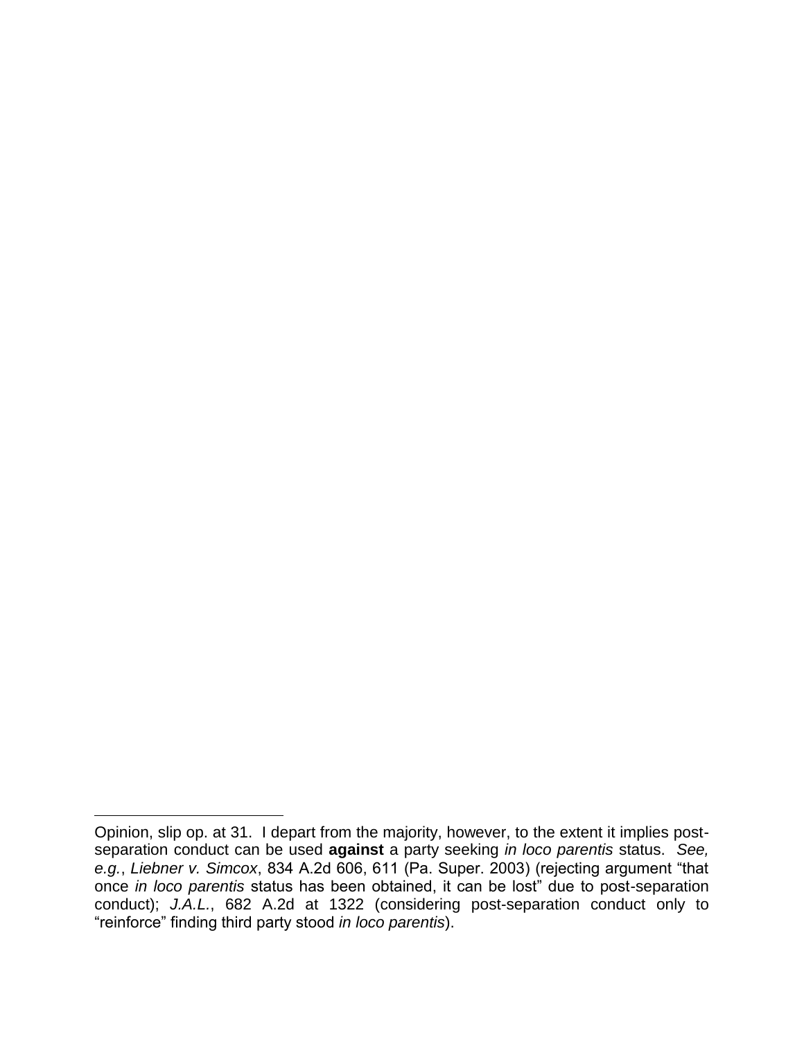Opinion, slip op. at 31. I depart from the majority, however, to the extent it implies post-separation conduct can be used **against** a party seeking *in loco parentis* status. *See, e.g.*, *Liebner v. Simcox*, 834 A.2d 606, 611 (Pa. Super. 2003) (rejecting argument "that once *in loco parentis* status has been obtained, it can be lost" due to post-separation conduct); *J.A.L.*, 682 A.2d at 1322 (considering post-separation conduct only to "reinforce" finding third party stood *in loco parentis*).